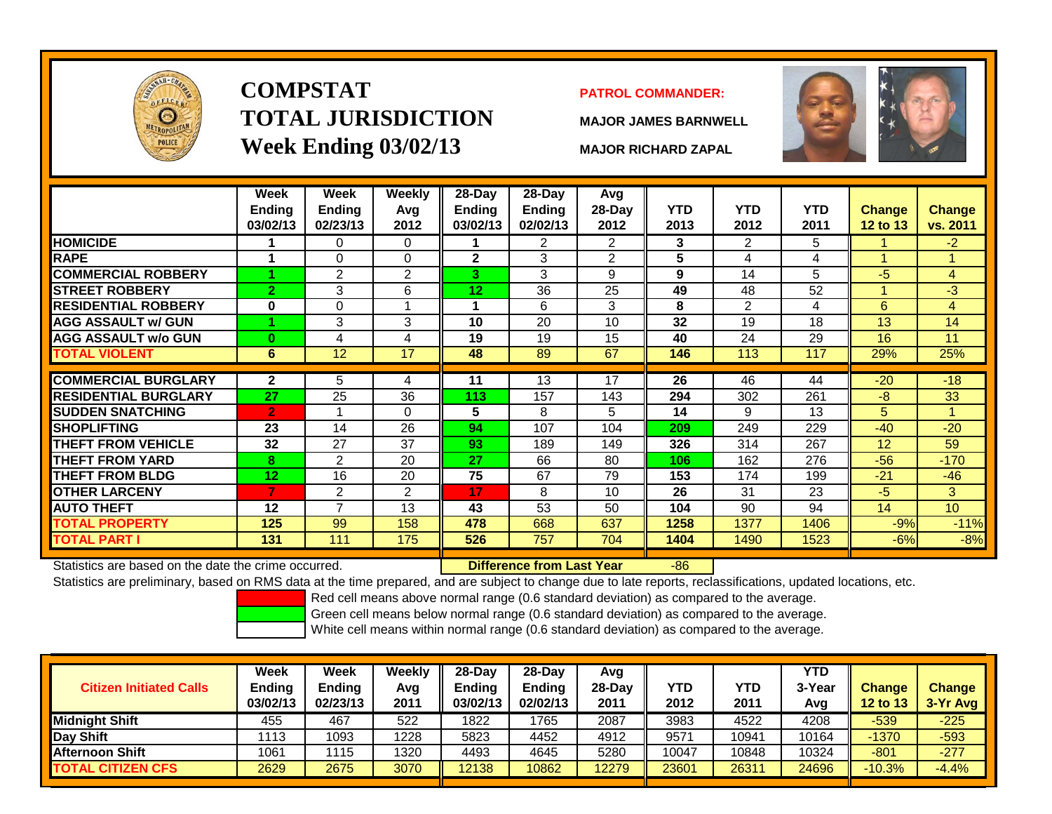# COMPSTAT
# TOTAL JURISDICTION
## Week Ending 03/02/13

**PATROL COMMANDER:**

**MAJOR JAMES BARNWELL**

**MAJOR RICHARD ZAPAL**

| | Week Ending 03/02/13 | Week Ending 02/23/13 | Weekly Avg 2012 | 28-Day Ending 03/02/13 | 28-Day Ending 02/02/13 | Avg 28-Day 2012 | YTD 2013 | YTD 2012 | YTD 2011 | Change 12 to 13 | Change vs. 2011 |
|---|---|---|---|---|---|---|---|---|---|---|---|
| HOMICIDE | 1 | 0 | 0 | 1 | 2 | 2 | 3 | 2 | 5 | 1 | -2 |
| RAPE | 1 | 0 | 0 | 2 | 3 | 2 | 5 | 4 | 4 | 1 | 1 |
| COMMERCIAL ROBBERY | 1 | 2 | 2 | 3 | 3 | 9 | 9 | 14 | 5 | -5 | 4 |
| STREET ROBBERY | 2 | 3 | 6 | 12 | 36 | 25 | 49 | 48 | 52 | 1 | -3 |
| RESIDENTIAL ROBBERY | 0 | 0 | 1 | 1 | 6 | 3 | 8 | 2 | 4 | 6 | 4 |
| AGG ASSAULT w/ GUN | 1 | 3 | 3 | 10 | 20 | 10 | 32 | 19 | 18 | 13 | 14 |
| AGG ASSAULT w/o GUN | 0 | 4 | 4 | 19 | 19 | 15 | 40 | 24 | 29 | 16 | 11 |
| TOTAL VIOLENT | 6 | 12 | 17 | 48 | 89 | 67 | 146 | 113 | 117 | 29% | 25% |
| COMMERCIAL BURGLARY | 2 | 5 | 4 | 11 | 13 | 17 | 26 | 46 | 44 | -20 | -18 |
| RESIDENTIAL BURGLARY | 27 | 25 | 36 | 113 | 157 | 143 | 294 | 302 | 261 | -8 | 33 |
| SUDDEN SNATCHING | 2 | 1 | 0 | 5 | 8 | 5 | 14 | 9 | 13 | 5 | 1 |
| SHOPLIFTING | 23 | 14 | 26 | 94 | 107 | 104 | 209 | 249 | 229 | -40 | -20 |
| THEFT FROM VEHICLE | 32 | 27 | 37 | 93 | 189 | 149 | 326 | 314 | 267 | 12 | 59 |
| THEFT FROM YARD | 8 | 2 | 20 | 27 | 66 | 80 | 106 | 162 | 276 | -56 | -170 |
| THEFT FROM BLDG | 12 | 16 | 20 | 75 | 67 | 79 | 153 | 174 | 199 | -21 | -46 |
| OTHER LARCENY | 7 | 2 | 2 | 17 | 8 | 10 | 26 | 31 | 23 | -5 | 3 |
| AUTO THEFT | 12 | 7 | 13 | 43 | 53 | 50 | 104 | 90 | 94 | 14 | 10 |
| TOTAL PROPERTY | 125 | 99 | 158 | 478 | 668 | 637 | 1258 | 1377 | 1406 | -9% | -11% |
| TOTAL PART I | 131 | 111 | 175 | 526 | 757 | 704 | 1404 | 1490 | 1523 | -6% | -8% |

Statistics are based on the date the crime occurred. **Difference from Last Year** -86

Statistics are preliminary, based on RMS data at the time prepared, and are subject to change due to late reports, reclassifications, updated locations, etc.

Red cell means above normal range (0.6 standard deviation) as compared to the average.
Green cell means below normal range (0.6 standard deviation) as compared to the average.
White cell means within normal range (0.6 standard deviation) as compared to the average.

| Citizen Initiated Calls | Week Ending 03/02/13 | Week Ending 02/23/13 | Weekly Avg 2011 | 28-Day Ending 03/02/13 | 28-Day Ending 02/02/13 | Avg 28-Day 2011 | YTD 2012 | YTD 2011 | YTD 3-Year Avg | Change 12 to 13 | Change 3-Yr Avg |
|---|---|---|---|---|---|---|---|---|---|---|---|
| Midnight Shift | 455 | 467 | 522 | 1822 | 1765 | 2087 | 3983 | 4522 | 4208 | -539 | -225 |
| Day Shift | 1113 | 1093 | 1228 | 5823 | 4452 | 4912 | 9571 | 10941 | 10164 | -1370 | -593 |
| Afternoon Shift | 1061 | 1115 | 1320 | 4493 | 4645 | 5280 | 10047 | 10848 | 10324 | -801 | -277 |
| TOTAL CITIZEN CFS | 2629 | 2675 | 3070 | 12138 | 10862 | 12279 | 23601 | 26311 | 24696 | -10.3% | -4.4% |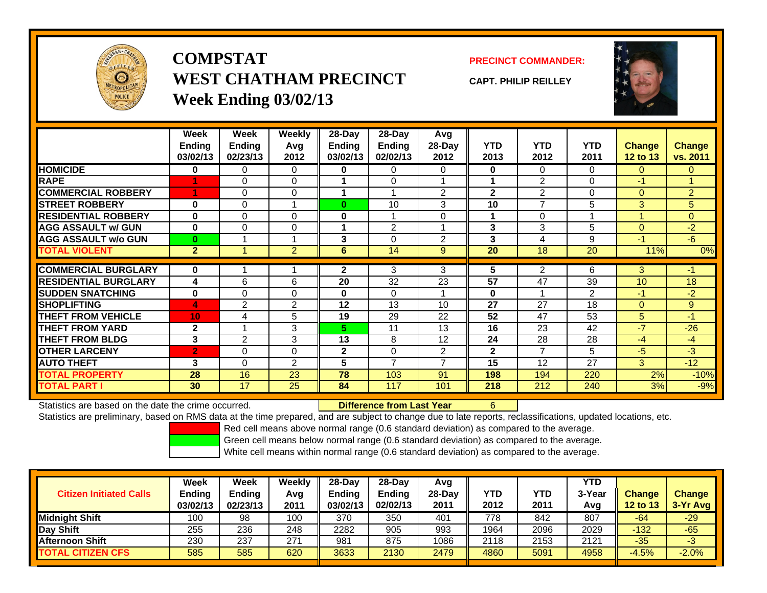# COMPSTAT
## WEST CHATHAM PRECINCT
### Week Ending 03/02/13

**PRECINCT COMMANDER:**

**CAPT. PHILIP REILLEY**

| | Week Ending 03/02/13 | Week Ending 02/23/13 | Weekly Avg 2012 | 28-Day Ending 03/02/13 | 28-Day Ending 02/02/13 | Avg 28-Day 2012 | YTD 2013 | YTD 2012 | YTD 2011 | Change 12 to 13 | Change vs. 2011 |
|---|---|---|---|---|---|---|---|---|---|---|---|
| HOMICIDE | 0 | 0 | 0 | 0 | 0 | 0 | 0 | 0 | 0 | 0 | 0 |
| RAPE | 1 | 0 | 0 | 1 | 0 | 1 | 1 | 2 | 0 | -1 | 1 |
| COMMERCIAL ROBBERY | 1 | 0 | 0 | 1 | 1 | 2 | 2 | 2 | 0 | 0 | 2 |
| STREET ROBBERY | 0 | 0 | 1 | 0 | 10 | 3 | 10 | 7 | 5 | 3 | 5 |
| RESIDENTIAL ROBBERY | 0 | 0 | 0 | 0 | 1 | 0 | 1 | 0 | 1 | 1 | 0 |
| AGG ASSAULT w/ GUN | 0 | 0 | 0 | 1 | 2 | 1 | 3 | 3 | 5 | 0 | -2 |
| AGG ASSAULT w/o GUN | 0 | 1 | 1 | 3 | 0 | 2 | 3 | 4 | 9 | -1 | -6 |
| TOTAL VIOLENT | 2 | 1 | 2 | 6 | 14 | 9 | 20 | 18 | 20 | 11% | 0% |
| COMMERCIAL BURGLARY | 0 | 1 | 1 | 2 | 3 | 3 | 5 | 2 | 6 | 3 | -1 |
| RESIDENTIAL BURGLARY | 4 | 6 | 6 | 20 | 32 | 23 | 57 | 47 | 39 | 10 | 18 |
| SUDDEN SNATCHING | 0 | 0 | 0 | 0 | 0 | 1 | 0 | 1 | 2 | -1 | -2 |
| SHOPLIFTING | 4 | 2 | 2 | 12 | 13 | 10 | 27 | 27 | 18 | 0 | 9 |
| THEFT FROM VEHICLE | 10 | 4 | 5 | 19 | 29 | 22 | 52 | 47 | 53 | 5 | -1 |
| THEFT FROM YARD | 2 | 1 | 3 | 5 | 11 | 13 | 16 | 23 | 42 | -7 | -26 |
| THEFT FROM BLDG | 3 | 2 | 3 | 13 | 8 | 12 | 24 | 28 | 28 | -4 | -4 |
| OTHER LARCENY | 2 | 0 | 0 | 2 | 0 | 2 | 2 | 7 | 5 | -5 | -3 |
| AUTO THEFT | 3 | 0 | 2 | 5 | 7 | 7 | 15 | 12 | 27 | 3 | -12 |
| TOTAL PROPERTY | 28 | 16 | 23 | 78 | 103 | 91 | 198 | 194 | 220 | 2% | -10% |
| TOTAL PART I | 30 | 17 | 25 | 84 | 117 | 101 | 218 | 212 | 240 | 3% | -9% |

Statistics are based on the date the crime occurred. **Difference from Last Year** 6

Statistics are preliminary, based on RMS data at the time prepared, and are subject to change due to late reports, reclassifications, updated locations, etc.

Red cell means above normal range (0.6 standard deviation) as compared to the average.
Green cell means below normal range (0.6 standard deviation) as compared to the average.
White cell means within normal range (0.6 standard deviation) as compared to the average.

| Citizen Initiated Calls | Week Ending 03/02/13 | Week Ending 02/23/13 | Weekly Avg 2011 | 28-Day Ending 03/02/13 | 28-Day Ending 02/02/13 | Avg 28-Day 2011 | YTD 2012 | YTD 2011 | YTD 3-Year Avg | Change 12 to 13 | Change 3-Yr Avg |
|---|---|---|---|---|---|---|---|---|---|---|---|
| Midnight Shift | 100 | 98 | 100 | 370 | 350 | 401 | 778 | 842 | 807 | -64 | -29 |
| Day Shift | 255 | 236 | 248 | 2282 | 905 | 993 | 1964 | 2096 | 2029 | -132 | -65 |
| Afternoon Shift | 230 | 237 | 271 | 981 | 875 | 1086 | 2118 | 2153 | 2121 | -35 | -3 |
| TOTAL CITIZEN CFS | 585 | 585 | 620 | 3633 | 2130 | 2479 | 4860 | 5091 | 4958 | -4.5% | -2.0% |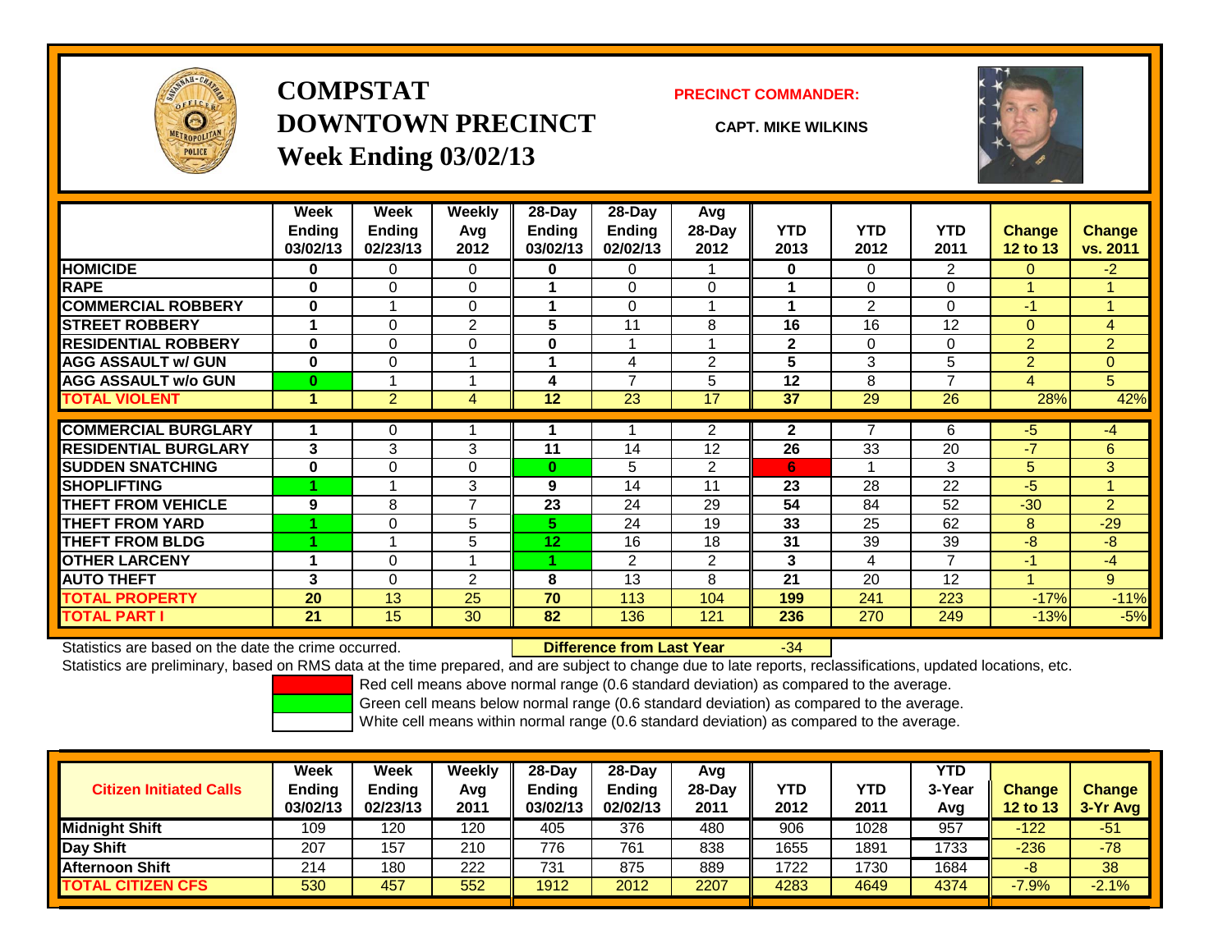# COMPSTAT
# DOWNTOWN PRECINCT
## Week Ending 03/02/13

**PRECINCT COMMANDER:**

**CAPT. MIKE WILKINS**

| | Week Ending 03/02/13 | Week Ending 02/23/13 | Weekly Avg 2012 | 28-Day Ending 03/02/13 | 28-Day Ending 02/02/13 | Avg 28-Day 2012 | YTD 2013 | YTD 2012 | YTD 2011 | Change 12 to 13 | Change vs. 2011 |
|---|---|---|---|---|---|---|---|---|---|---|---|
| HOMICIDE | 0 | 0 | 0 | 0 | 0 | 1 | 0 | 0 | 2 | 0 | -2 |
| RAPE | 0 | 0 | 0 | 1 | 0 | 0 | 1 | 0 | 0 | 1 | 1 |
| COMMERCIAL ROBBERY | 0 | 1 | 0 | 1 | 0 | 1 | 1 | 2 | 0 | -1 | 1 |
| STREET ROBBERY | 1 | 0 | 2 | 5 | 11 | 8 | 16 | 16 | 12 | 0 | 4 |
| RESIDENTIAL ROBBERY | 0 | 0 | 0 | 0 | 1 | 1 | 2 | 0 | 0 | 2 | 2 |
| AGG ASSAULT w/ GUN | 0 | 0 | 1 | 1 | 4 | 2 | 5 | 3 | 5 | 2 | 0 |
| AGG ASSAULT w/o GUN | 0 | 1 | 1 | 4 | 7 | 5 | 12 | 8 | 7 | 4 | 5 |
| TOTAL VIOLENT | 1 | 2 | 4 | 12 | 23 | 17 | 37 | 29 | 26 | 28% | 42% |
| COMMERCIAL BURGLARY | 1 | 0 | 1 | 1 | 1 | 2 | 2 | 7 | 6 | -5 | -4 |
| RESIDENTIAL BURGLARY | 3 | 3 | 3 | 11 | 14 | 12 | 26 | 33 | 20 | -7 | 6 |
| SUDDEN SNATCHING | 0 | 0 | 0 | 0 | 5 | 2 | 6 | 1 | 3 | 5 | 3 |
| SHOPLIFTING | 1 | 1 | 3 | 9 | 14 | 11 | 23 | 28 | 22 | -5 | 1 |
| THEFT FROM VEHICLE | 9 | 8 | 7 | 23 | 24 | 29 | 54 | 84 | 52 | -30 | 2 |
| THEFT FROM YARD | 1 | 0 | 5 | 5 | 24 | 19 | 33 | 25 | 62 | 8 | -29 |
| THEFT FROM BLDG | 1 | 1 | 5 | 12 | 16 | 18 | 31 | 39 | 39 | -8 | -8 |
| OTHER LARCENY | 1 | 0 | 1 | 1 | 2 | 2 | 3 | 4 | 7 | -1 | -4 |
| AUTO THEFT | 3 | 0 | 2 | 8 | 13 | 8 | 21 | 20 | 12 | 1 | 9 |
| TOTAL PROPERTY | 20 | 13 | 25 | 70 | 113 | 104 | 199 | 241 | 223 | -17% | -11% |
| TOTAL PART I | 21 | 15 | 30 | 82 | 136 | 121 | 236 | 270 | 249 | -13% | -5% |

Statistics are based on the date the crime occurred. **Difference from Last Year** -34

Statistics are preliminary, based on RMS data at the time prepared, and are subject to change due to late reports, reclassifications, updated locations, etc.

Red cell means above normal range (0.6 standard deviation) as compared to the average.
Green cell means below normal range (0.6 standard deviation) as compared to the average.
White cell means within normal range (0.6 standard deviation) as compared to the average.

| Citizen Initiated Calls | Week Ending 03/02/13 | Week Ending 02/23/13 | Weekly Avg 2011 | 28-Day Ending 03/02/13 | 28-Day Ending 02/02/13 | Avg 28-Day 2011 | YTD 2012 | YTD 2011 | YTD 3-Year Avg | Change 12 to 13 | Change 3-Yr Avg |
|---|---|---|---|---|---|---|---|---|---|---|---|
| Midnight Shift | 109 | 120 | 120 | 405 | 376 | 480 | 906 | 1028 | 957 | -122 | -51 |
| Day Shift | 207 | 157 | 210 | 776 | 761 | 838 | 1655 | 1891 | 1733 | -236 | -78 |
| Afternoon Shift | 214 | 180 | 222 | 731 | 875 | 889 | 1722 | 1730 | 1684 | -8 | 38 |
| TOTAL CITIZEN CFS | 530 | 457 | 552 | 1912 | 2012 | 2207 | 4283 | 4649 | 4374 | -7.9% | -2.1% |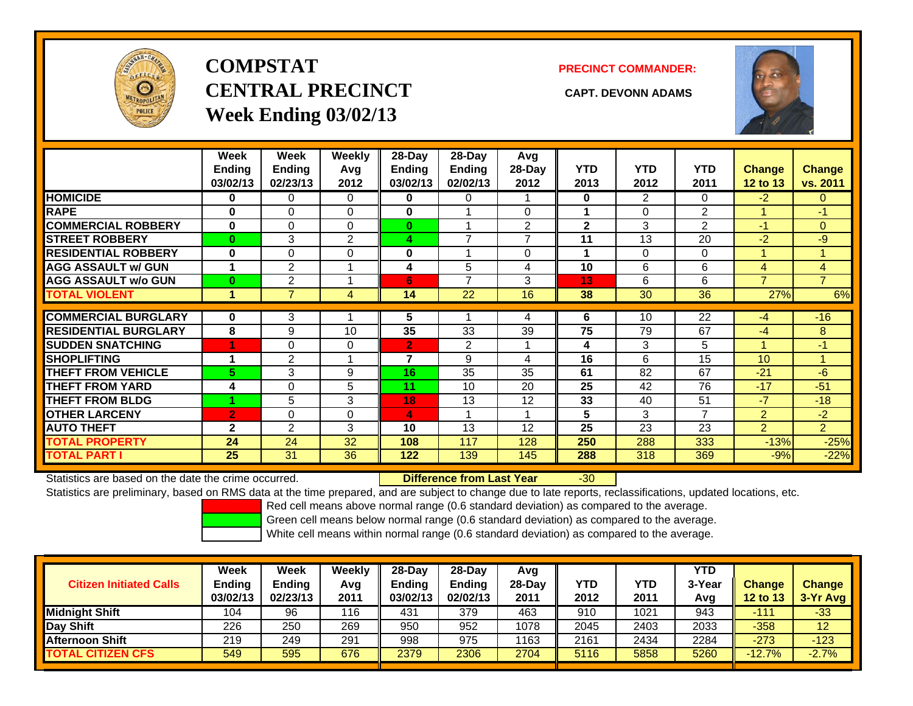# COMPSTAT CENTRAL PRECINCT

## Week Ending 03/02/13

**PRECINCT COMMANDER:**

**CAPT. DEVONN ADAMS**

| | Week Ending 03/02/13 | Week Ending 02/23/13 | Weekly Avg 2012 | 28-Day Ending 03/02/13 | 28-Day Ending 02/02/13 | Avg 28-Day 2012 | YTD 2013 | YTD 2012 | YTD 2011 | Change 12 to 13 | Change vs. 2011 |
|---|---|---|---|---|---|---|---|---|---|---|---|
| HOMICIDE | 0 | 0 | 0 | 0 | 0 | 1 | 0 | 2 | 0 | -2 | 0 |
| RAPE | 0 | 0 | 0 | 0 | 1 | 0 | 1 | 0 | 2 | 1 | -1 |
| COMMERCIAL ROBBERY | 0 | 0 | 0 | 0 | 1 | 2 | 2 | 3 | 2 | -1 | 0 |
| STREET ROBBERY | 0 | 3 | 2 | 4 | 7 | 7 | 11 | 13 | 20 | -2 | -9 |
| RESIDENTIAL ROBBERY | 0 | 0 | 0 | 0 | 1 | 0 | 1 | 0 | 0 | 1 | 1 |
| AGG ASSAULT w/ GUN | 1 | 2 | 1 | 4 | 5 | 4 | 10 | 6 | 6 | 4 | 4 |
| AGG ASSAULT w/o GUN | 0 | 2 | 1 | 6 | 7 | 3 | 13 | 6 | 6 | 7 | 7 |
| TOTAL VIOLENT | 1 | 7 | 4 | 14 | 22 | 16 | 38 | 30 | 36 | 27% | 6% |
| COMMERCIAL BURGLARY | 0 | 3 | 1 | 5 | 1 | 4 | 6 | 10 | 22 | -4 | -16 |
| RESIDENTIAL BURGLARY | 8 | 9 | 10 | 35 | 33 | 39 | 75 | 79 | 67 | -4 | 8 |
| SUDDEN SNATCHING | 1 | 0 | 0 | 2 | 2 | 1 | 4 | 3 | 5 | 1 | -1 |
| SHOPLIFTING | 1 | 2 | 1 | 7 | 9 | 4 | 16 | 6 | 15 | 10 | 1 |
| THEFT FROM VEHICLE | 5 | 3 | 9 | 16 | 35 | 35 | 61 | 82 | 67 | -21 | -6 |
| THEFT FROM YARD | 4 | 0 | 5 | 11 | 10 | 20 | 25 | 42 | 76 | -17 | -51 |
| THEFT FROM BLDG | 1 | 5 | 3 | 18 | 13 | 12 | 33 | 40 | 51 | -7 | -18 |
| OTHER LARCENY | 2 | 0 | 0 | 4 | 1 | 1 | 5 | 3 | 7 | 2 | -2 |
| AUTO THEFT | 2 | 2 | 3 | 10 | 13 | 12 | 25 | 23 | 23 | 2 | 2 |
| TOTAL PROPERTY | 24 | 24 | 32 | 108 | 117 | 128 | 250 | 288 | 333 | -13% | -25% |
| TOTAL PART I | 25 | 31 | 36 | 122 | 139 | 145 | 288 | 318 | 369 | -9% | -22% |

Statistics are based on the date the crime occurred. **Difference from Last Year** -30

Statistics are preliminary, based on RMS data at the time prepared, and are subject to change due to late reports, reclassifications, updated locations, etc.

Red cell means above normal range (0.6 standard deviation) as compared to the average.

Green cell means below normal range (0.6 standard deviation) as compared to the average.

White cell means within normal range (0.6 standard deviation) as compared to the average.

| Citizen Initiated Calls | Week Ending 03/02/13 | Week Ending 02/23/13 | Weekly Avg 2011 | 28-Day Ending 03/02/13 | 28-Day Ending 02/02/13 | Avg 28-Day 2011 | YTD 2012 | YTD 2011 | YTD 3-Year Avg | Change 12 to 13 | Change 3-Yr Avg |
|---|---|---|---|---|---|---|---|---|---|---|---|
| Midnight Shift | 104 | 96 | 116 | 431 | 379 | 463 | 910 | 1021 | 943 | -111 | -33 |
| Day Shift | 226 | 250 | 269 | 950 | 952 | 1078 | 2045 | 2403 | 2033 | -358 | 12 |
| Afternoon Shift | 219 | 249 | 291 | 998 | 975 | 1163 | 2161 | 2434 | 2284 | -273 | -123 |
| TOTAL CITIZEN CFS | 549 | 595 | 676 | 2379 | 2306 | 2704 | 5116 | 5858 | 5260 | -12.7% | -2.7% |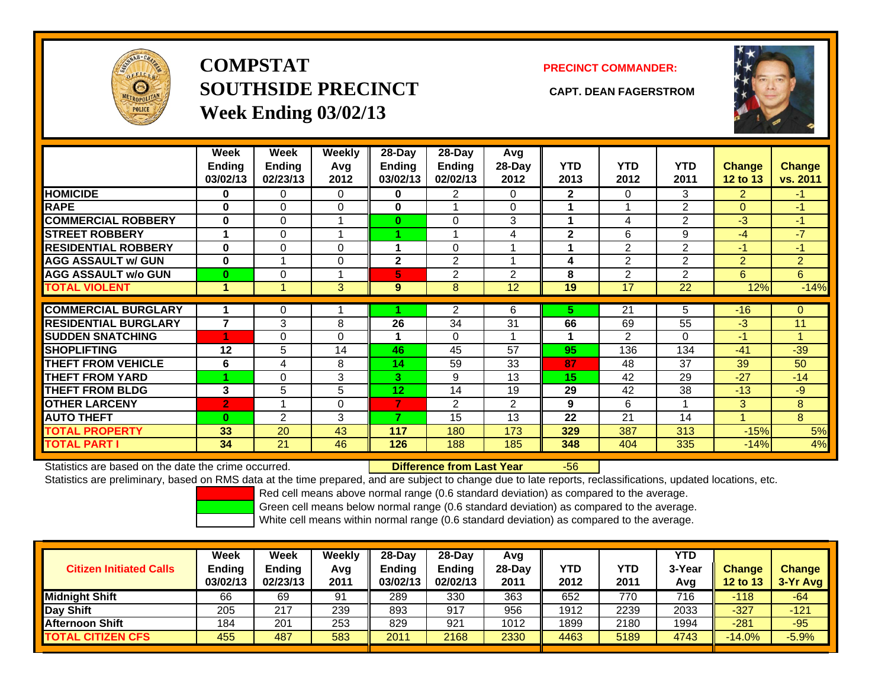# COMPSTAT
# SOUTHSIDE PRECINCT
## Week Ending 03/02/13

**PRECINCT COMMANDER:**

**CAPT. DEAN FAGERSTROM**

| | Week Ending 03/02/13 | Week Ending 02/23/13 | Weekly Avg 2012 | 28-Day Ending 03/02/13 | 28-Day Ending 02/02/13 | Avg 28-Day 2012 | YTD 2013 | YTD 2012 | YTD 2011 | Change 12 to 13 | Change vs. 2011 |
|---|---|---|---|---|---|---|---|---|---|---|---|
| **HOMICIDE** | **0** | 0 | 0 | **0** | 2 | 0 | **2** | 0 | 3 | 2 | -1 |
| **RAPE** | **0** | 0 | 0 | **0** | 1 | 0 | **1** | 1 | 2 | 0 | -1 |
| **COMMERCIAL ROBBERY** | **0** | 0 | 1 | **0** | 0 | 3 | **1** | 4 | 2 | -3 | -1 |
| **STREET ROBBERY** | **1** | 0 | 1 | **1** | 1 | 4 | **2** | 6 | 9 | -4 | -7 |
| **RESIDENTIAL ROBBERY** | **0** | 0 | 0 | **1** | 0 | 1 | **1** | 2 | 2 | -1 | -1 |
| **AGG ASSAULT w/ GUN** | **0** | 1 | 0 | **2** | 2 | 1 | **4** | 2 | 2 | 2 | 2 |
| **AGG ASSAULT w/o GUN** | **0** | 0 | 1 | **5** | 2 | 2 | **8** | 2 | 2 | 6 | 6 |
| **TOTAL VIOLENT** | **1** | 1 | 3 | **9** | 8 | 12 | **19** | 17 | 22 | 12% | -14% |
| **COMMERCIAL BURGLARY** | **1** | 0 | 1 | **1** | 2 | 6 | **5** | 21 | 5 | -16 | 0 |
| **RESIDENTIAL BURGLARY** | **7** | 3 | 8 | **26** | 34 | 31 | **66** | 69 | 55 | -3 | 11 |
| **SUDDEN SNATCHING** | **1** | 0 | 0 | **1** | 0 | 1 | **1** | 2 | 0 | -1 | 1 |
| **SHOPLIFTING** | **12** | 5 | 14 | **46** | 45 | 57 | **95** | 136 | 134 | -41 | -39 |
| **THEFT FROM VEHICLE** | **6** | 4 | 8 | **14** | 59 | 33 | **87** | 48 | 37 | 39 | 50 |
| **THEFT FROM YARD** | **1** | 0 | 3 | **3** | 9 | 13 | **15** | 42 | 29 | -27 | -14 |
| **THEFT FROM BLDG** | **3** | 5 | 5 | **12** | 14 | 19 | **29** | 42 | 38 | -13 | -9 |
| **OTHER LARCENY** | **2** | 1 | 0 | **7** | 2 | 2 | **9** | 6 | 1 | 3 | 8 |
| **AUTO THEFT** | **0** | 2 | 3 | **7** | 15 | 13 | **22** | 21 | 14 | 1 | 8 |
| **TOTAL PROPERTY** | **33** | 20 | 43 | **117** | 180 | 173 | **329** | 387 | 313 | -15% | 5% |
| **TOTAL PART I** | **34** | 21 | 46 | **126** | 188 | 185 | **348** | 404 | 335 | -14% | 4% |

Statistics are based on the date the crime occurred. **Difference from Last Year** -56

Statistics are preliminary, based on RMS data at the time prepared, and are subject to change due to late reports, reclassifications, updated locations, etc.

Red cell means above normal range (0.6 standard deviation) as compared to the average.
Green cell means below normal range (0.6 standard deviation) as compared to the average.
White cell means within normal range (0.6 standard deviation) as compared to the average.

| Citizen Initiated Calls | Week Ending 03/02/13 | Week Ending 02/23/13 | Weekly Avg 2011 | 28-Day Ending 03/02/13 | 28-Day Ending 02/02/13 | Avg 28-Day 2011 | YTD 2012 | YTD 2011 | YTD 3-Year Avg | Change 12 to 13 | Change 3-Yr Avg |
|---|---|---|---|---|---|---|---|---|---|---|---|
| **Midnight Shift** | 66 | 69 | 91 | 289 | 330 | 363 | 652 | 770 | 716 | -118 | -64 |
| **Day Shift** | 205 | 217 | 239 | 893 | 917 | 956 | 1912 | 2239 | 2033 | -327 | -121 |
| **Afternoon Shift** | 184 | 201 | 253 | 829 | 921 | 1012 | 1899 | 2180 | 1994 | -281 | -95 |
| **TOTAL CITIZEN CFS** | 455 | 487 | 583 | 2011 | 2168 | 2330 | 4463 | 5189 | 4743 | -14.0% | -5.9% |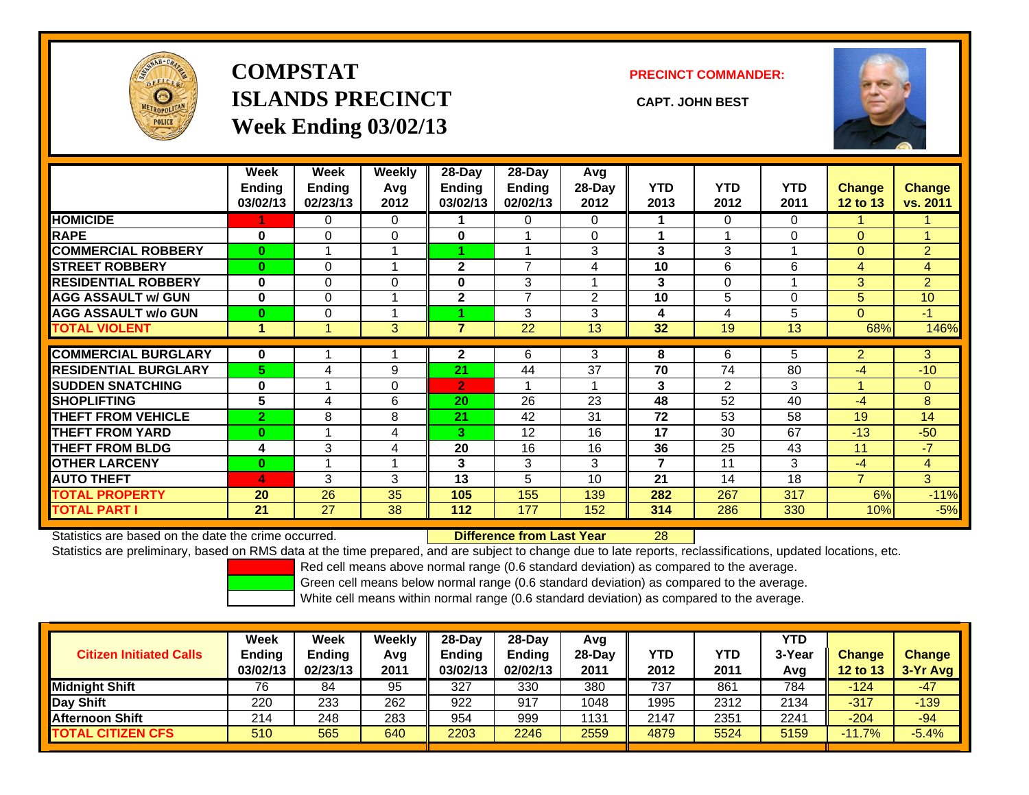# COMPSTAT ISLANDS PRECINCT Week Ending 03/02/13

**PRECINCT COMMANDER:**

**CAPT. JOHN BEST**

| | Week Ending 03/02/13 | Week Ending 02/23/13 | Weekly Avg 2012 | 28-Day Ending 03/02/13 | 28-Day Ending 02/02/13 | Avg 28-Day 2012 | YTD 2013 | YTD 2012 | YTD 2011 | Change 12 to 13 | Change vs. 2011 |
|---|---|---|---|---|---|---|---|---|---|---|---|
| HOMICIDE | 1 | 0 | 0 | 1 | 0 | 0 | 1 | 0 | 0 | 1 | 1 |
| RAPE | 0 | 0 | 0 | 0 | 1 | 0 | 1 | 1 | 0 | 0 | 1 |
| COMMERCIAL ROBBERY | 0 | 1 | 1 | 1 | 1 | 3 | 3 | 3 | 1 | 0 | 2 |
| STREET ROBBERY | 0 | 0 | 1 | 2 | 7 | 4 | 10 | 6 | 6 | 4 | 4 |
| RESIDENTIAL ROBBERY | 0 | 0 | 0 | 0 | 3 | 1 | 3 | 0 | 1 | 3 | 2 |
| AGG ASSAULT w/ GUN | 0 | 0 | 1 | 2 | 7 | 2 | 10 | 5 | 0 | 5 | 10 |
| AGG ASSAULT w/o GUN | 0 | 0 | 1 | 1 | 3 | 3 | 4 | 4 | 5 | 0 | -1 |
| TOTAL VIOLENT | 1 | 1 | 3 | 7 | 22 | 13 | 32 | 19 | 13 | 68% | 146% |
| COMMERCIAL BURGLARY | 0 | 1 | 1 | 2 | 6 | 3 | 8 | 6 | 5 | 2 | 3 |
| RESIDENTIAL BURGLARY | 5 | 4 | 9 | 21 | 44 | 37 | 70 | 74 | 80 | -4 | -10 |
| SUDDEN SNATCHING | 0 | 1 | 0 | 2 | 1 | 1 | 3 | 2 | 3 | 1 | 0 |
| SHOPLIFTING | 5 | 4 | 6 | 20 | 26 | 23 | 48 | 52 | 40 | -4 | 8 |
| THEFT FROM VEHICLE | 2 | 8 | 8 | 21 | 42 | 31 | 72 | 53 | 58 | 19 | 14 |
| THEFT FROM YARD | 0 | 1 | 4 | 3 | 12 | 16 | 17 | 30 | 67 | -13 | -50 |
| THEFT FROM BLDG | 4 | 3 | 4 | 20 | 16 | 16 | 36 | 25 | 43 | 11 | -7 |
| OTHER LARCENY | 0 | 1 | 1 | 3 | 3 | 3 | 7 | 11 | 3 | -4 | 4 |
| AUTO THEFT | 4 | 3 | 3 | 13 | 5 | 10 | 21 | 14 | 18 | 7 | 3 |
| TOTAL PROPERTY | 20 | 26 | 35 | 105 | 155 | 139 | 282 | 267 | 317 | 6% | -11% |
| TOTAL PART I | 21 | 27 | 38 | 112 | 177 | 152 | 314 | 286 | 330 | 10% | -5% |

Statistics are based on the date the crime occurred. **Difference from Last Year** 28

Statistics are preliminary, based on RMS data at the time prepared, and are subject to change due to late reports, reclassifications, updated locations, etc.

Red cell means above normal range (0.6 standard deviation) as compared to the average.

Green cell means below normal range (0.6 standard deviation) as compared to the average.

White cell means within normal range (0.6 standard deviation) as compared to the average.

| Citizen Initiated Calls | Week Ending 03/02/13 | Week Ending 02/23/13 | Weekly Avg 2011 | 28-Day Ending 03/02/13 | 28-Day Ending 02/02/13 | Avg 28-Day 2011 | YTD 2012 | YTD 2011 | YTD 3-Year Avg | Change 12 to 13 | Change 3-Yr Avg |
|---|---|---|---|---|---|---|---|---|---|---|---|
| Midnight Shift | 76 | 84 | 95 | 327 | 330 | 380 | 737 | 861 | 784 | -124 | -47 |
| Day Shift | 220 | 233 | 262 | 922 | 917 | 1048 | 1995 | 2312 | 2134 | -317 | -139 |
| Afternoon Shift | 214 | 248 | 283 | 954 | 999 | 1131 | 2147 | 2351 | 2241 | -204 | -94 |
| TOTAL CITIZEN CFS | 510 | 565 | 640 | 2203 | 2246 | 2559 | 4879 | 5524 | 5159 | -11.7% | -5.4% |